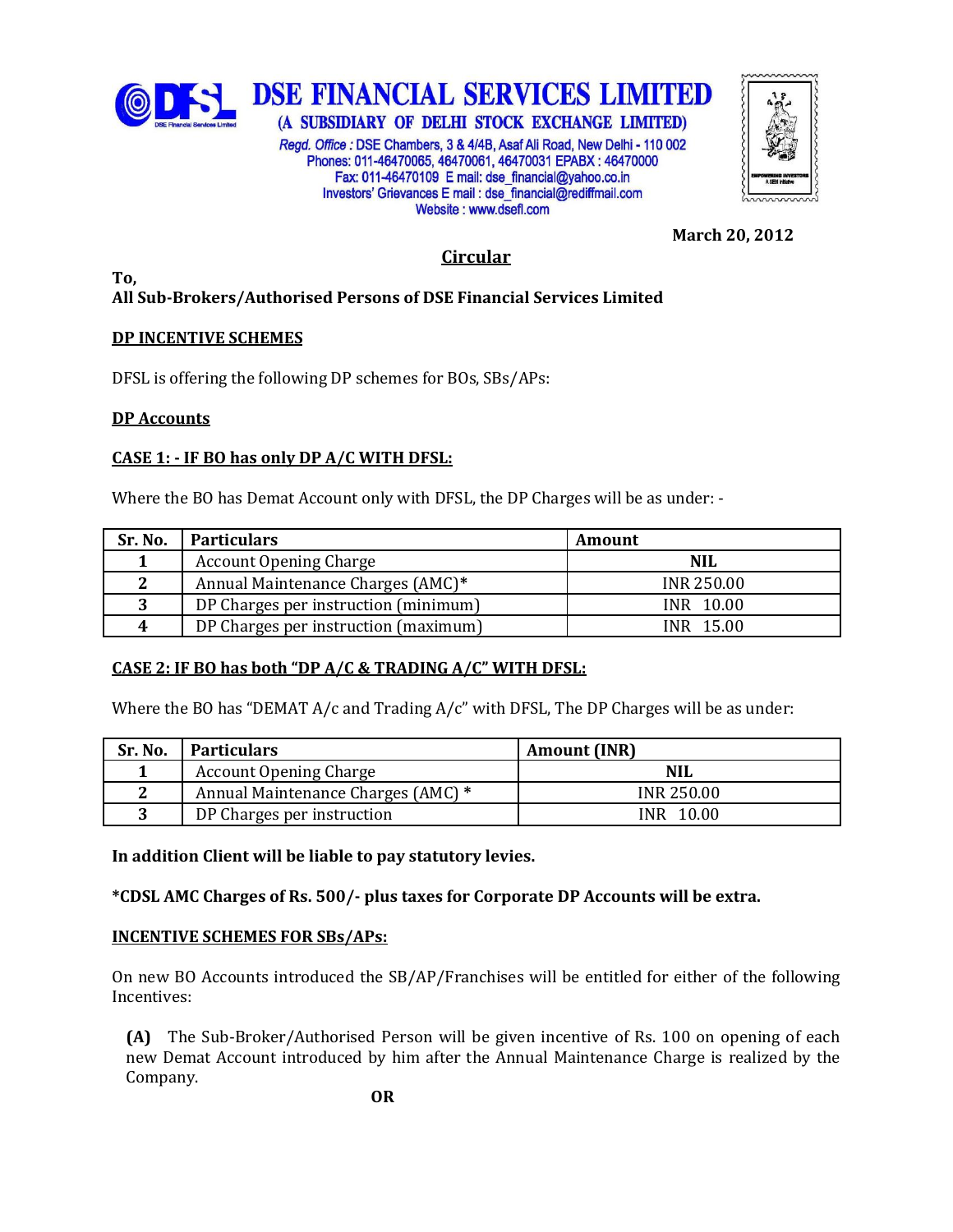# DSE FINANCIAL SERVICES LIMITED

(A SUBSIDIARY OF DELHI STOCK EXCHANGE LIMITED)

*Regd. Office* : DSE Chambers, 3 & 4/4B, Asaf Ali Road, New Delhi - 110 002
Phones: 011-46470065, 46470061, 46470031 EPABX : 46470000
Fax: 011-46470109 E mail: dse_financial@yahoo.co.in
Investors' Grievances E mail : dse_financial@rediffmail.com
Website : www.dsefl.com

**March 20, 2012**

## Circular

**To,**
**All Sub-Brokers/Authorised Persons of DSE Financial Services Limited**

### DP INCENTIVE SCHEMES

DFSL is offering the following DP schemes for BOs, SBs/APs:

### DP Accounts

### CASE 1: - IF BO has only DP A/C WITH DFSL:

Where the BO has Demat Account only with DFSL, the DP Charges will be as under: -

| Sr. No. | Particulars | Amount |
|---|---|---|
| 1 | Account Opening Charge | **NIL** |
| 2 | Annual Maintenance Charges (AMC)* | INR 250.00 |
| 3 | DP Charges per instruction (minimum) | INR 10.00 |
| 4 | DP Charges per instruction (maximum) | INR 15.00 |

### CASE 2: IF BO has both "DP A/C & TRADING A/C" WITH DFSL:

Where the BO has "DEMAT A/c and Trading A/c" with DFSL, The DP Charges will be as under:

| Sr. No. | Particulars | Amount (INR) |
|---|---|---|
| 1 | Account Opening Charge | **NIL** |
| 2 | Annual Maintenance Charges (AMC) * | INR 250.00 |
| 3 | DP Charges per instruction | INR 10.00 |

**In addition Client will be liable to pay statutory levies.**

**\*CDSL AMC Charges of Rs. 500/- plus taxes for Corporate DP Accounts will be extra.**

### INCENTIVE SCHEMES FOR SBs/APs:

On new BO Accounts introduced the SB/AP/Franchises will be entitled for either of the following Incentives:

**(A)** The Sub-Broker/Authorised Person will be given incentive of Rs. 100 on opening of each new Demat Account introduced by him after the Annual Maintenance Charge is realized by the Company.

**OR**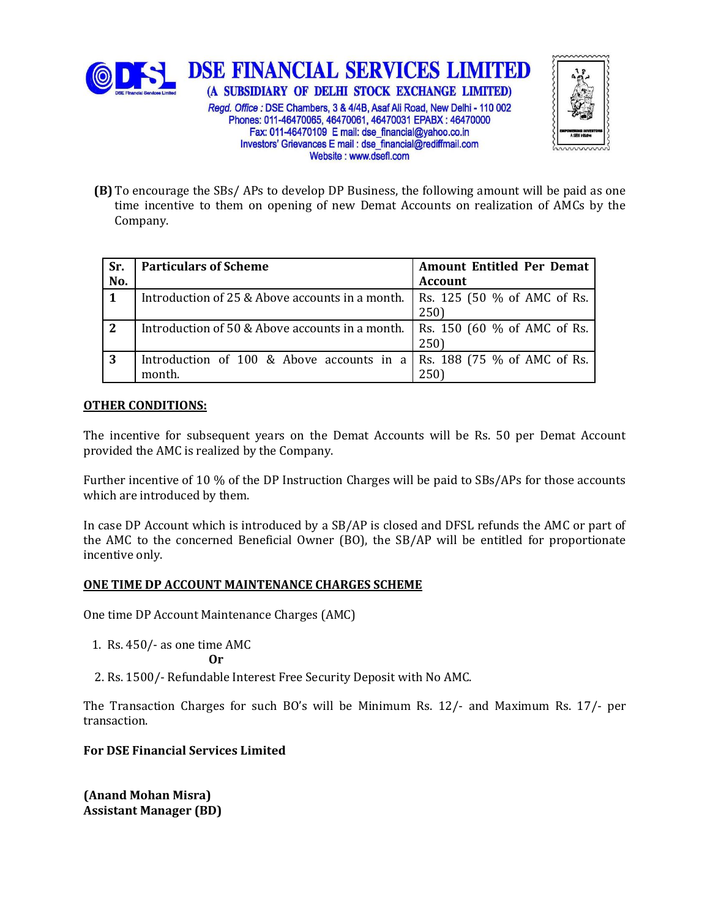# DSE FINANCIAL SERVICES LIMITED

(A SUBSIDIARY OF DELHI STOCK EXCHANGE LIMITED)

*Regd. Office :* DSE Chambers, 3 & 4/4B, Asaf Ali Road, New Delhi - 110 002
Phones: 011-46470065, 46470061, 46470031 EPABX : 46470000
Fax: 011-46470109 E mail: dse_financial@yahoo.co.in
Investors' Grievances E mail : dse_financial@rediffmail.com
Website : www.dsefl.com

**(B)** To encourage the SBs/ APs to develop DP Business, the following amount will be paid as one time incentive to them on opening of new Demat Accounts on realization of AMCs by the Company.

| Sr. No. | Particulars of Scheme | Amount Entitled Per Demat Account |
|---|---|---|
| **1** | Introduction of 25 & Above accounts in a month. | Rs. 125 (50 % of AMC of Rs. 250) |
| **2** | Introduction of 50 & Above accounts in a month. | Rs. 150 (60 % of AMC of Rs. 250) |
| **3** | Introduction of 100 & Above accounts in a month. | Rs. 188 (75 % of AMC of Rs. 250) |

**OTHER CONDITIONS:**

The incentive for subsequent years on the Demat Accounts will be Rs. 50 per Demat Account provided the AMC is realized by the Company.

Further incentive of 10 % of the DP Instruction Charges will be paid to SBs/APs for those accounts which are introduced by them.

In case DP Account which is introduced by a SB/AP is closed and DFSL refunds the AMC or part of the AMC to the concerned Beneficial Owner (BO), the SB/AP will be entitled for proportionate incentive only.

**ONE TIME DP ACCOUNT MAINTENANCE CHARGES SCHEME**

One time DP Account Maintenance Charges (AMC)

1. Rs. 450/- as one time AMC

**Or**

2. Rs. 1500/- Refundable Interest Free Security Deposit with No AMC.

The Transaction Charges for such BO's will be Minimum Rs. 12/- and Maximum Rs. 17/- per transaction.

**For DSE Financial Services Limited**

**(Anand Mohan Misra)**
**Assistant Manager (BD)**